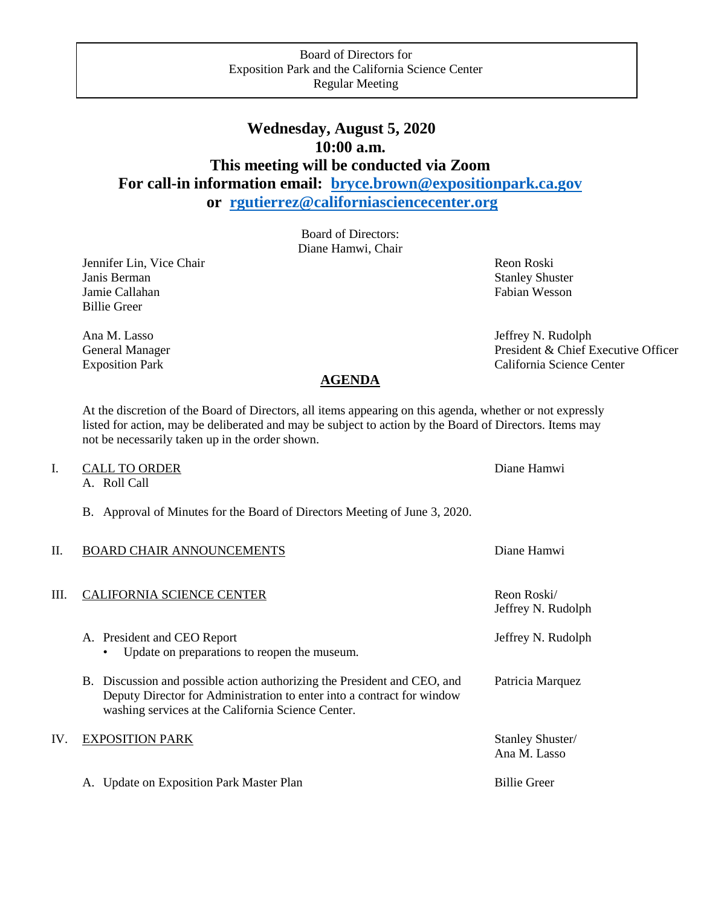Board of Directors for
Exposition Park and the California Science Center
Regular Meeting

# Wednesday, August 5, 2020
# 10:00 a.m.
# This meeting will be conducted via Zoom
# For call-in information email: bryce.brown@expositionpark.ca.gov or rgutierrez@californiasciencecenter.org

Board of Directors:
Diane Hamwi, Chair

Jennifer Lin, Vice Chair
Janis Berman
Jamie Callahan
Billie Greer

Reon Roski
Stanley Shuster
Fabian Wesson

Ana M. Lasso
General Manager
Exposition Park

Jeffrey N. Rudolph
President & Chief Executive Officer
California Science Center

## AGENDA

At the discretion of the Board of Directors, all items appearing on this agenda, whether or not expressly listed for action, may be deliberated and may be subject to action by the Board of Directors. Items may not be necessarily taken up in the order shown.

I. CALL TO ORDER — Diane Hamwi

A. Roll Call

B. Approval of Minutes for the Board of Directors Meeting of June 3, 2020.

II. BOARD CHAIR ANNOUNCEMENTS — Diane Hamwi

III. CALIFORNIA SCIENCE CENTER — Reon Roski/ Jeffrey N. Rudolph

A. President and CEO Report — Jeffrey N. Rudolph
- Update on preparations to reopen the museum.

B. Discussion and possible action authorizing the President and CEO, and Deputy Director for Administration to enter into a contract for window washing services at the California Science Center. — Patricia Marquez

IV. EXPOSITION PARK — Stanley Shuster/ Ana M. Lasso

A. Update on Exposition Park Master Plan — Billie Greer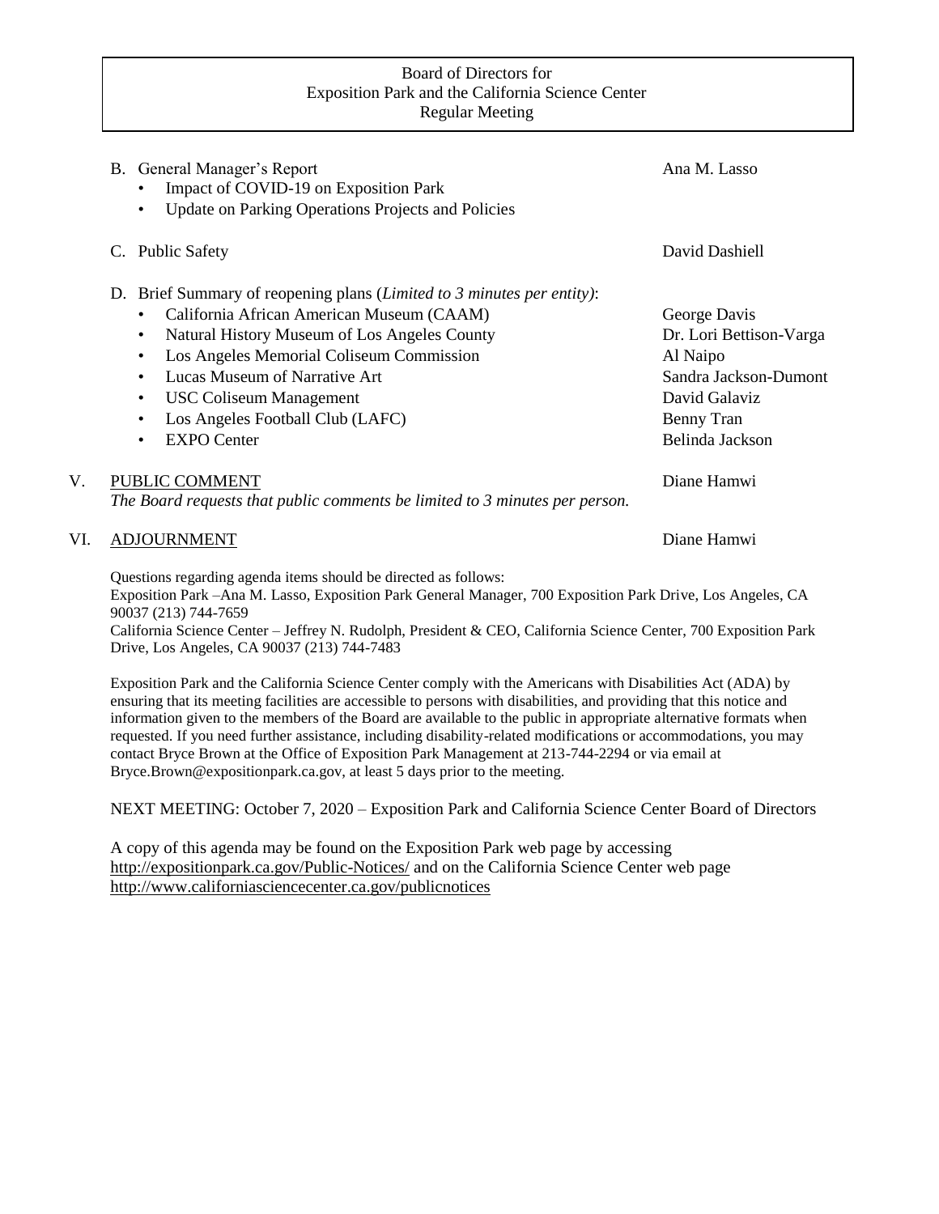Board of Directors for
Exposition Park and the California Science Center
Regular Meeting

B. General Manager's Report — Ana M. Lasso
- Impact of COVID-19 on Exposition Park
- Update on Parking Operations Projects and Policies

C. Public Safety — David Dashiell

D. Brief Summary of reopening plans (*Limited to 3 minutes per entity)*:
- California African American Museum (CAAM) — George Davis
- Natural History Museum of Los Angeles County — Dr. Lori Bettison-Varga
- Los Angeles Memorial Coliseum Commission — Al Naipo
- Lucas Museum of Narrative Art — Sandra Jackson-Dumont
- USC Coliseum Management — David Galaviz
- Los Angeles Football Club (LAFC) — Benny Tran
- EXPO Center — Belinda Jackson

V. PUBLIC COMMENT — Diane Hamwi
*The Board requests that public comments be limited to 3 minutes per person.*

VI. ADJOURNMENT — Diane Hamwi

Questions regarding agenda items should be directed as follows:
Exposition Park –Ana M. Lasso, Exposition Park General Manager, 700 Exposition Park Drive, Los Angeles, CA 90037 (213) 744-7659
California Science Center – Jeffrey N. Rudolph, President & CEO, California Science Center, 700 Exposition Park Drive, Los Angeles, CA 90037 (213) 744-7483

Exposition Park and the California Science Center comply with the Americans with Disabilities Act (ADA) by ensuring that its meeting facilities are accessible to persons with disabilities, and providing that this notice and information given to the members of the Board are available to the public in appropriate alternative formats when requested. If you need further assistance, including disability-related modifications or accommodations, you may contact Bryce Brown at the Office of Exposition Park Management at 213-744-2294 or via email at Bryce.Brown@expositionpark.ca.gov, at least 5 days prior to the meeting.

NEXT MEETING: October 7, 2020 – Exposition Park and California Science Center Board of Directors

A copy of this agenda may be found on the Exposition Park web page by accessing http://expositionpark.ca.gov/Public-Notices/ and on the California Science Center web page http://www.californiasciencecenter.ca.gov/publicnotices